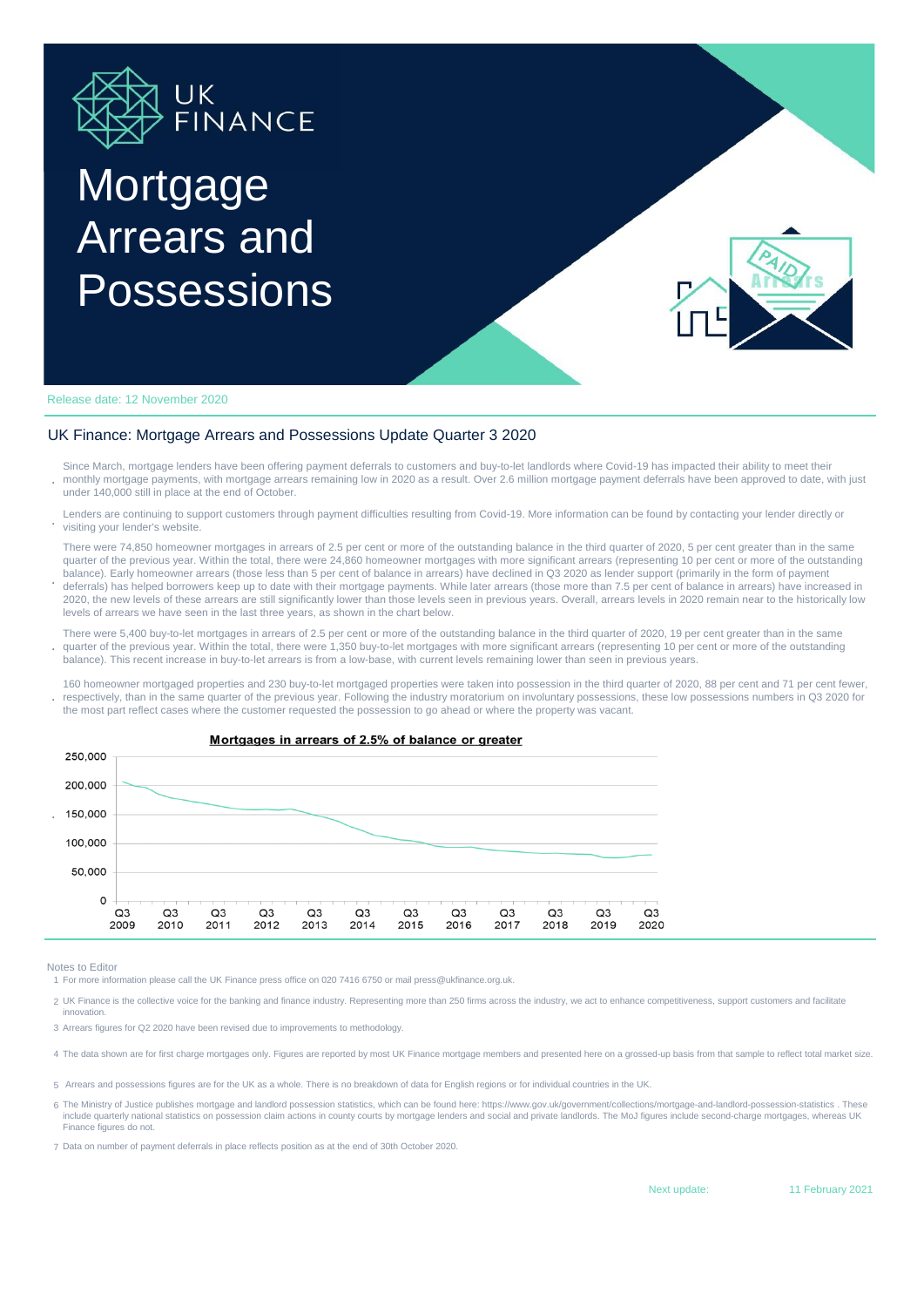# Mortgage Arrears and Possessions

Release date: 12 November 2020

## UK Finance: Mortgage Arrears and Possessions Update Quarter 3 2020

- Since March, mortgage lenders have been offering payment deferrals to customers and buy-to-let landlords where Covid-19 has impacted their ability to meet their monthly mortgage payments, with mortgage arrears remaining low in 2020 as a result. Over 2.6 million mortgage payment deferrals have been approved to date, with just under 140,000 still in place at the end of October.
- Lenders are continuing to support customers through payment difficulties resulting from Covid-19. More information can be found by contacting your lender directly or visiting your lender's website.
- There were 74,850 homeowner mortgages in arrears of 2.5 per cent or more of the outstanding balance in the third quarter of 2020, 5 per cent greater than in the same quarter of the previous year. Within the total, there were 24,860 homeowner mortgages with more significant arrears (representing 10 per cent or more of the outstanding balance). Early homeowner arrears (those less than 5 per cent of balance in arrears) have declined in Q3 2020 as lender support (primarily in the form of payment deferrals) has helped borrowers keep up to date with their mortgage payments. While later arrears (those more than 7.5 per cent of balance in arrears) have increased in 2020, the new levels of these arrears are still significantly lower than those levels seen in previous years. Overall, arrears levels in 2020 remain near to the historically low levels of arrears we have seen in the last three years, as shown in the chart below.
- There were 5,400 buy-to-let mortgages in arrears of 2.5 per cent or more of the outstanding balance in the third quarter of 2020, 19 per cent greater than in the same quarter of the previous year. Within the total, there were 1,350 buy-to-let mortgages with more significant arrears (representing 10 per cent or more of the outstanding balance). This recent increase in buy-to-let arrears is from a low-base, with current levels remaining lower than seen in previous years.
- 160 homeowner mortgaged properties and 230 buy-to-let mortgaged properties were taken into possession in the third quarter of 2020, 88 per cent and 71 per cent fewer, respectively, than in the same quarter of the previous year. Following the industry moratorium on involuntary possessions, these low possessions numbers in Q3 2020 for the most part reflect cases where the customer requested the possession to go ahead or where the property was vacant.

**Mortgages in arrears of 2.5% of balance or greater**

Notes to Editor

1. For more information please call the UK Finance press office on 020 7416 6750 or mail press@ukfinance.org.uk.
2. UK Finance is the collective voice for the banking and finance industry. Representing more than 250 firms across the industry, we act to enhance competitiveness, support customers and facilitate innovation.
3. Arrears figures for Q2 2020 have been revised due to improvements to methodology.
4. The data shown are for first charge mortgages only. Figures are reported by most UK Finance mortgage members and presented here on a grossed-up basis from that sample to reflect total market size.
5. Arrears and possessions figures are for the UK as a whole. There is no breakdown of data for English regions or for individual countries in the UK.
6. The Ministry of Justice publishes mortgage and landlord possession statistics, which can be found here: https://www.gov.uk/government/collections/mortgage-and-landlord-possession-statistics . These include quarterly national statistics on possession claim actions in county courts by mortgage lenders and social and private landlords. The MoJ figures include second-charge mortgages, whereas UK Finance figures do not.
7. Data on number of payment deferrals in place reflects position as at the end of 30th October 2020.

Next update: 11 February 2021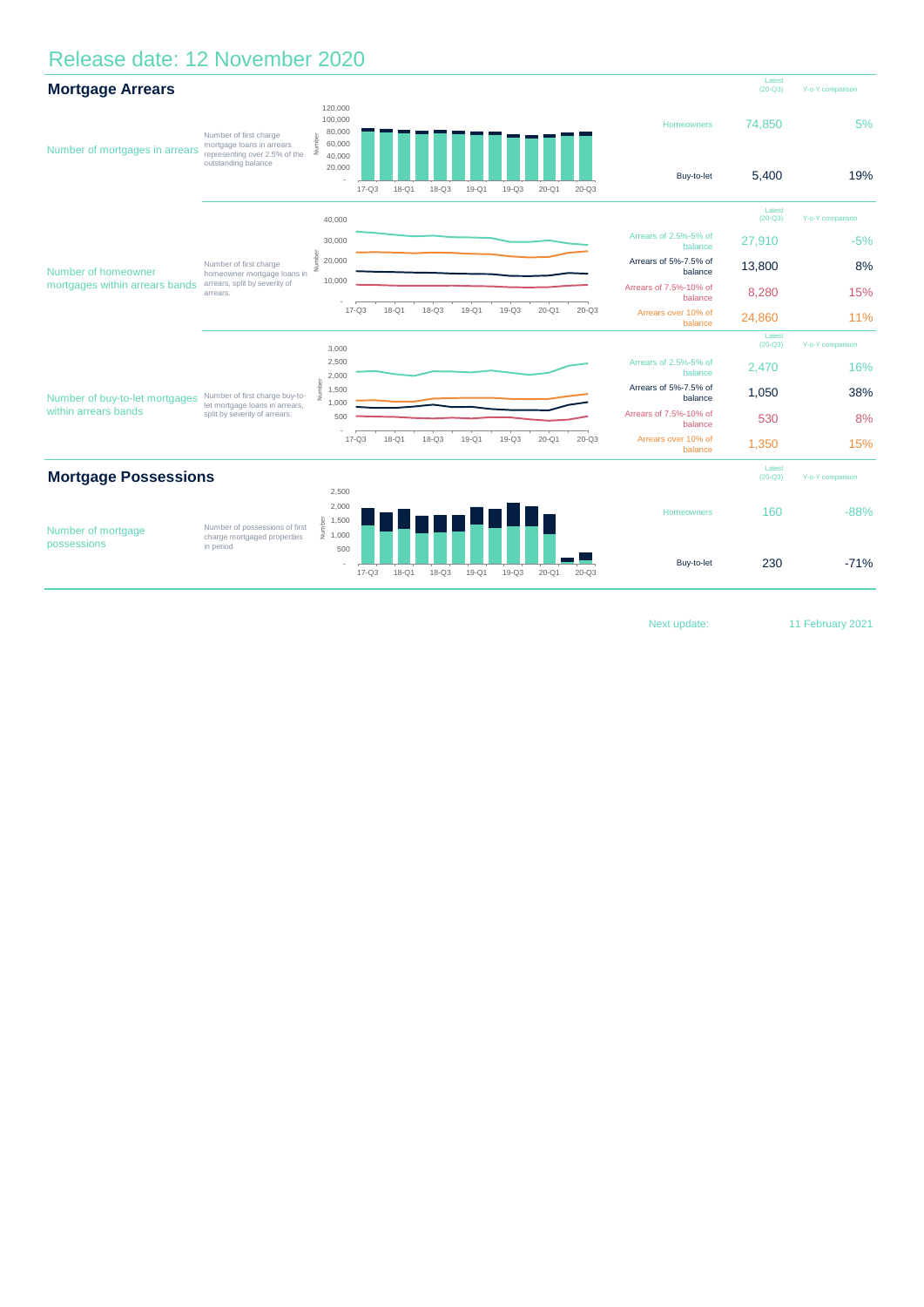# Release date: 12 November 2020

## Mortgage Arrears

| | | | Latest (20-Q3) | Y-o-Y comparison |
|---|---|---|---|---|
| Number of mortgages in arrears | Number of first charge mortgage loans in arrears representing over 2.5% of the outstanding balance | Homeowners | 74,850 | 5% |
| | | Buy-to-let | 5,400 | 19% |
| Number of homeowner mortgages within arrears bands | Number of first charge homeowner mortgage loans in arrears, split by severity of arrears. | Arrears of 2.5%-5% of balance | 27,910 | -5% |
| | | Arrears of 5%-7.5% of balance | 13,800 | 8% |
| | | Arrears of 7.5%-10% of balance | 8,280 | 15% |
| | | Arrears over 10% of balance | 24,860 | 11% |
| Number of buy-to-let mortgages within arrears bands | Number of first charge buy-to-let mortgage loans in arrears, split by severity of arrears. | Arrears of 2.5%-5% of balance | 2,470 | 16% |
| | | Arrears of 5%-7.5% of balance | 1,050 | 38% |
| | | Arrears of 7.5%-10% of balance | 530 | 8% |
| | | Arrears over 10% of balance | 1,350 | 15% |

## Mortgage Possessions

| | | | Latest (20-Q3) | Y-o-Y comparison |
|---|---|---|---|---|
| Number of mortgage possessions | Number of possessions of first charge mortgaged properties in period | Homeowners | 160 | -88% |
| | | Buy-to-let | 230 | -71% |

Next update: 11 February 2021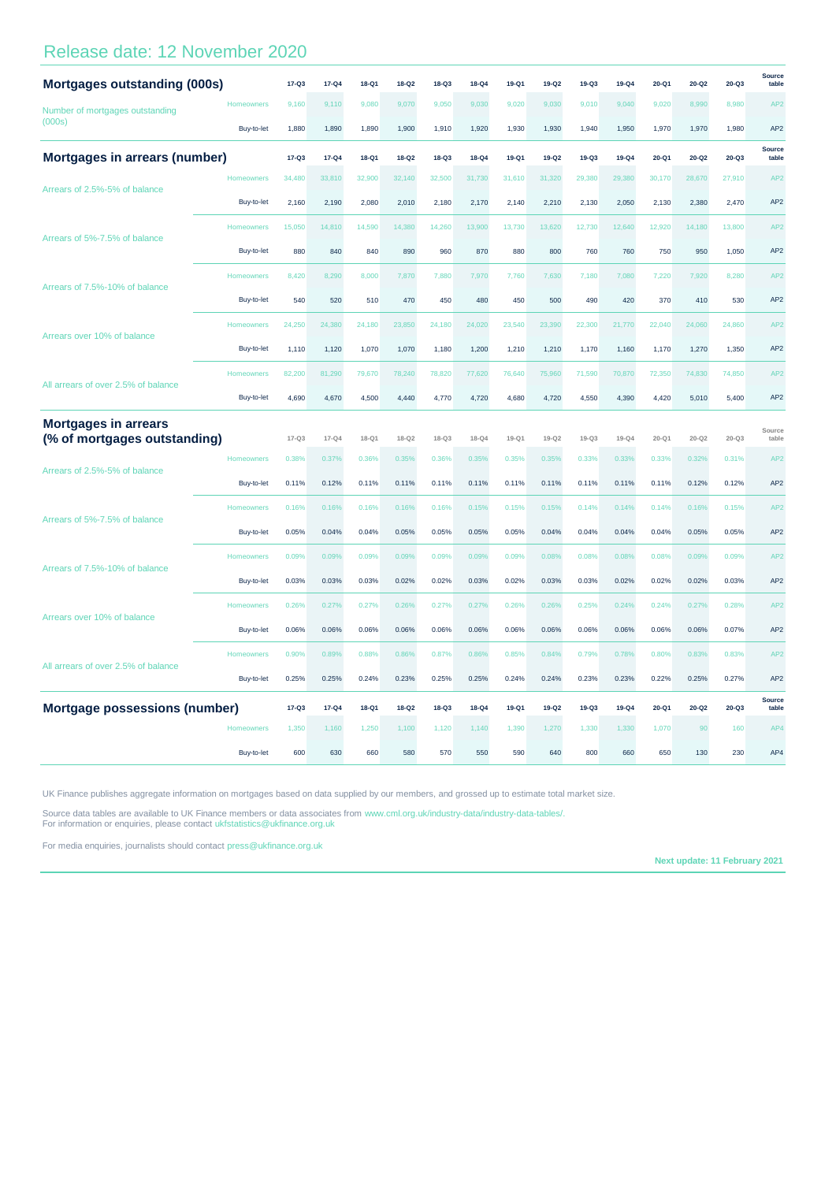Release date: 12 November 2020

## Mortgages outstanding (000s)

| | | 17-Q3 | 17-Q4 | 18-Q1 | 18-Q2 | 18-Q3 | 18-Q4 | 19-Q1 | 19-Q2 | 19-Q3 | 19-Q4 | 20-Q1 | 20-Q2 | 20-Q3 | Source table |
|---|---|---|---|---|---|---|---|---|---|---|---|---|---|---|---|
| Number of mortgages outstanding (000s) | Homeowners | 9,160 | 9,110 | 9,080 | 9,070 | 9,050 | 9,030 | 9,020 | 9,030 | 9,010 | 9,040 | 9,020 | 8,990 | 8,980 | AP2 |
| | Buy-to-let | 1,880 | 1,890 | 1,890 | 1,900 | 1,910 | 1,920 | 1,930 | 1,930 | 1,940 | 1,950 | 1,970 | 1,970 | 1,980 | AP2 |

## Mortgages in arrears (number)

| | | 17-Q3 | 17-Q4 | 18-Q1 | 18-Q2 | 18-Q3 | 18-Q4 | 19-Q1 | 19-Q2 | 19-Q3 | 19-Q4 | 20-Q1 | 20-Q2 | 20-Q3 | Source table |
|---|---|---|---|---|---|---|---|---|---|---|---|---|---|---|---|
| Arrears of 2.5%-5% of balance | Homeowners | 34,480 | 33,810 | 32,900 | 32,140 | 32,500 | 31,730 | 31,610 | 31,320 | 29,380 | 29,380 | 30,170 | 28,670 | 27,910 | AP2 |
| | Buy-to-let | 2,160 | 2,190 | 2,080 | 2,010 | 2,180 | 2,170 | 2,140 | 2,210 | 2,130 | 2,050 | 2,130 | 2,380 | 2,470 | AP2 |
| Arrears of 5%-7.5% of balance | Homeowners | 15,050 | 14,810 | 14,590 | 14,380 | 14,260 | 13,900 | 13,730 | 13,620 | 12,730 | 12,640 | 12,920 | 14,180 | 13,800 | AP2 |
| | Buy-to-let | 880 | 840 | 840 | 890 | 960 | 870 | 880 | 800 | 760 | 760 | 750 | 950 | 1,050 | AP2 |
| Arrears of 7.5%-10% of balance | Homeowners | 8,420 | 8,290 | 8,000 | 7,870 | 7,880 | 7,970 | 7,760 | 7,630 | 7,180 | 7,080 | 7,220 | 7,920 | 8,280 | AP2 |
| | Buy-to-let | 540 | 520 | 510 | 470 | 450 | 480 | 450 | 500 | 490 | 420 | 370 | 410 | 530 | AP2 |
| Arrears over 10% of balance | Homeowners | 24,250 | 24,380 | 24,180 | 23,850 | 24,180 | 24,020 | 23,540 | 23,390 | 22,300 | 21,770 | 22,040 | 24,060 | 24,860 | AP2 |
| | Buy-to-let | 1,110 | 1,120 | 1,070 | 1,070 | 1,180 | 1,200 | 1,210 | 1,210 | 1,170 | 1,160 | 1,170 | 1,270 | 1,350 | AP2 |
| All arrears of over 2.5% of balance | Homeowners | 82,200 | 81,290 | 79,670 | 78,240 | 78,820 | 77,620 | 76,640 | 75,960 | 71,590 | 70,870 | 72,350 | 74,830 | 74,850 | AP2 |
| | Buy-to-let | 4,690 | 4,670 | 4,500 | 4,440 | 4,770 | 4,720 | 4,680 | 4,720 | 4,550 | 4,390 | 4,420 | 5,010 | 5,400 | AP2 |

## Mortgages in arrears (% of mortgages outstanding)

| | | 17-Q3 | 17-Q4 | 18-Q1 | 18-Q2 | 18-Q3 | 18-Q4 | 19-Q1 | 19-Q2 | 19-Q3 | 19-Q4 | 20-Q1 | 20-Q2 | 20-Q3 | Source table |
|---|---|---|---|---|---|---|---|---|---|---|---|---|---|---|---|
| Arrears of 2.5%-5% of balance | Homeowners | 0.38% | 0.37% | 0.36% | 0.35% | 0.36% | 0.35% | 0.35% | 0.35% | 0.33% | 0.33% | 0.33% | 0.32% | 0.31% | AP2 |
| | Buy-to-let | 0.11% | 0.12% | 0.11% | 0.11% | 0.11% | 0.11% | 0.11% | 0.11% | 0.11% | 0.11% | 0.11% | 0.12% | 0.12% | AP2 |
| Arrears of 5%-7.5% of balance | Homeowners | 0.16% | 0.16% | 0.16% | 0.16% | 0.16% | 0.15% | 0.15% | 0.15% | 0.14% | 0.14% | 0.14% | 0.16% | 0.15% | AP2 |
| | Buy-to-let | 0.05% | 0.04% | 0.04% | 0.05% | 0.05% | 0.05% | 0.05% | 0.04% | 0.04% | 0.04% | 0.04% | 0.05% | 0.05% | AP2 |
| Arrears of 7.5%-10% of balance | Homeowners | 0.09% | 0.09% | 0.09% | 0.09% | 0.09% | 0.09% | 0.09% | 0.08% | 0.08% | 0.08% | 0.08% | 0.09% | 0.09% | AP2 |
| | Buy-to-let | 0.03% | 0.03% | 0.03% | 0.02% | 0.02% | 0.03% | 0.02% | 0.03% | 0.03% | 0.02% | 0.02% | 0.02% | 0.03% | AP2 |
| Arrears over 10% of balance | Homeowners | 0.26% | 0.27% | 0.27% | 0.26% | 0.27% | 0.27% | 0.26% | 0.26% | 0.25% | 0.24% | 0.24% | 0.27% | 0.28% | AP2 |
| | Buy-to-let | 0.06% | 0.06% | 0.06% | 0.06% | 0.06% | 0.06% | 0.06% | 0.06% | 0.06% | 0.06% | 0.06% | 0.06% | 0.07% | AP2 |
| All arrears of over 2.5% of balance | Homeowners | 0.90% | 0.89% | 0.88% | 0.86% | 0.87% | 0.86% | 0.85% | 0.84% | 0.79% | 0.78% | 0.80% | 0.83% | 0.83% | AP2 |
| | Buy-to-let | 0.25% | 0.25% | 0.24% | 0.23% | 0.25% | 0.25% | 0.24% | 0.24% | 0.23% | 0.23% | 0.22% | 0.25% | 0.27% | AP2 |

## Mortgage possessions (number)

| | | 17-Q3 | 17-Q4 | 18-Q1 | 18-Q2 | 18-Q3 | 18-Q4 | 19-Q1 | 19-Q2 | 19-Q3 | 19-Q4 | 20-Q1 | 20-Q2 | 20-Q3 | Source table |
|---|---|---|---|---|---|---|---|---|---|---|---|---|---|---|---|
| | Homeowners | 1,350 | 1,160 | 1,250 | 1,100 | 1,120 | 1,140 | 1,390 | 1,270 | 1,330 | 1,330 | 1,070 | 90 | 160 | AP4 |
| | Buy-to-let | 600 | 630 | 660 | 580 | 570 | 550 | 590 | 640 | 800 | 660 | 650 | 130 | 230 | AP4 |

UK Finance publishes aggregate information on mortgages based on data supplied by our members, and grossed up to estimate total market size.

Source data tables are available to UK Finance members or data associates from www.cml.org.uk/industry-data/industry-data-tables/.
For information or enquiries, please contact ukfstatistics@ukfinance.org.uk

For media enquiries, journalists should contact press@ukfinance.org.uk

**Next update: 11 February 2021**